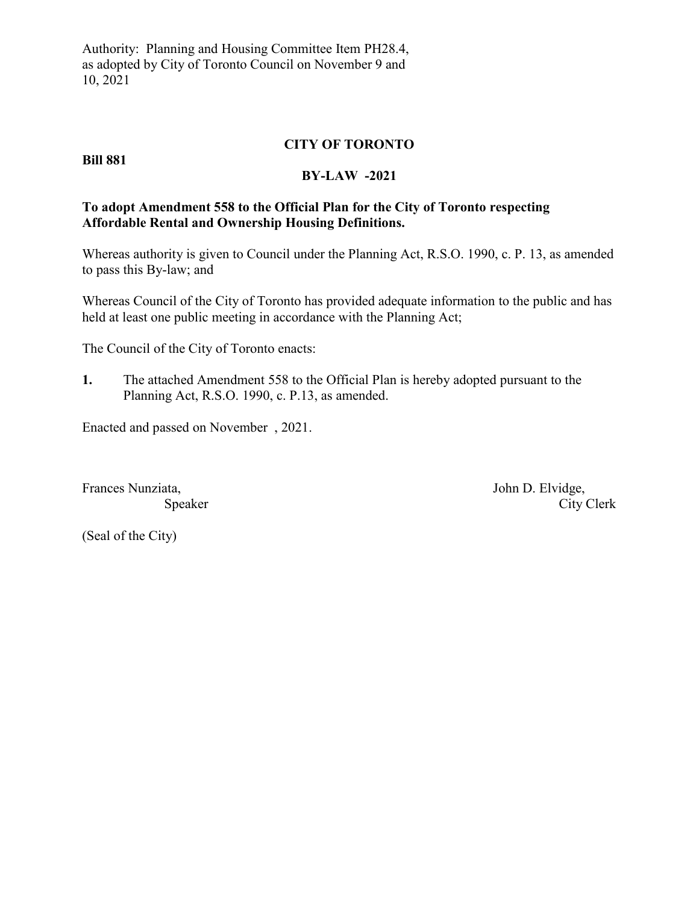Authority: Planning and Housing Committee Item PH28.4, as adopted by City of Toronto Council on November 9 and 10, 2021

**Bill 881**

**CITY OF TORONTO**

**BY-LAW -2021**

**To adopt Amendment 558 to the Official Plan for the City of Toronto respecting Affordable Rental and Ownership Housing Definitions.**

Whereas authority is given to Council under the Planning Act, R.S.O. 1990, c. P. 13, as amended to pass this By-law; and

Whereas Council of the City of Toronto has provided adequate information to the public and has held at least one public meeting in accordance with the Planning Act;

The Council of the City of Toronto enacts:

**1.** The attached Amendment 558 to the Official Plan is hereby adopted pursuant to the Planning Act, R.S.O. 1990, c. P.13, as amended.

Enacted and passed on November , 2021.

Frances Nunziata,
Speaker

John D. Elvidge,
City Clerk

(Seal of the City)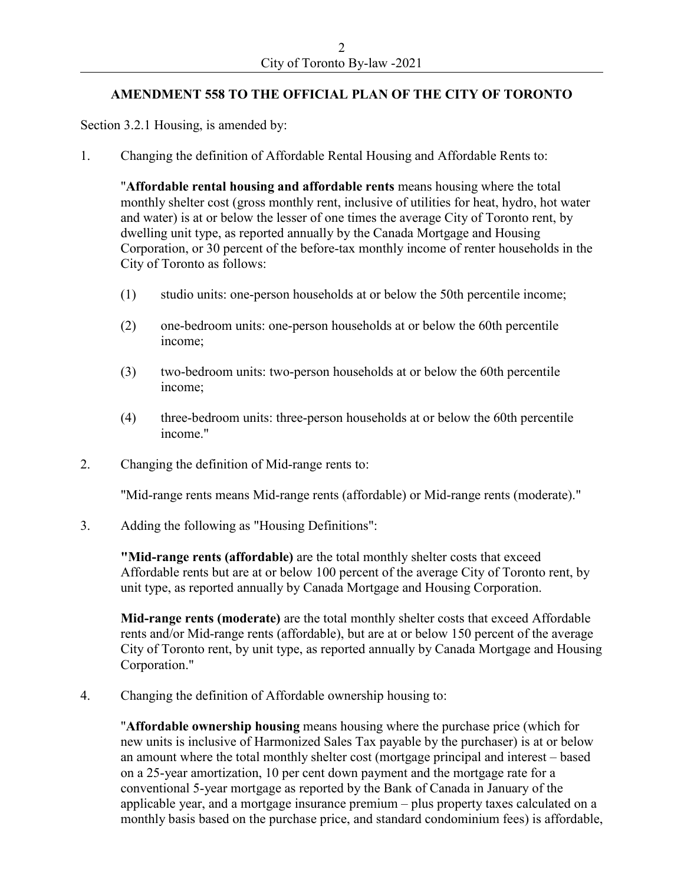## AMENDMENT 558 TO THE OFFICIAL PLAN OF THE CITY OF TORONTO

Section 3.2.1 Housing, is amended by:

1. Changing the definition of Affordable Rental Housing and Affordable Rents to:

   "**Affordable rental housing and affordable rents** means housing where the total monthly shelter cost (gross monthly rent, inclusive of utilities for heat, hydro, hot water and water) is at or below the lesser of one times the average City of Toronto rent, by dwelling unit type, as reported annually by the Canada Mortgage and Housing Corporation, or 30 percent of the before-tax monthly income of renter households in the City of Toronto as follows:

   (1) studio units: one-person households at or below the 50th percentile income;

   (2) one-bedroom units: one-person households at or below the 60th percentile income;

   (3) two-bedroom units: two-person households at or below the 60th percentile income;

   (4) three-bedroom units: three-person households at or below the 60th percentile income."

2. Changing the definition of Mid-range rents to:

   "Mid-range rents means Mid-range rents (affordable) or Mid-range rents (moderate)."

3. Adding the following as "Housing Definitions":

   "**Mid-range rents (affordable)** are the total monthly shelter costs that exceed Affordable rents but are at or below 100 percent of the average City of Toronto rent, by unit type, as reported annually by Canada Mortgage and Housing Corporation.

   **Mid-range rents (moderate)** are the total monthly shelter costs that exceed Affordable rents and/or Mid-range rents (affordable), but are at or below 150 percent of the average City of Toronto rent, by unit type, as reported annually by Canada Mortgage and Housing Corporation."

4. Changing the definition of Affordable ownership housing to:

   "**Affordable ownership housing** means housing where the purchase price (which for new units is inclusive of Harmonized Sales Tax payable by the purchaser) is at or below an amount where the total monthly shelter cost (mortgage principal and interest – based on a 25-year amortization, 10 per cent down payment and the mortgage rate for a conventional 5-year mortgage as reported by the Bank of Canada in January of the applicable year, and a mortgage insurance premium – plus property taxes calculated on a monthly basis based on the purchase price, and standard condominium fees) is affordable,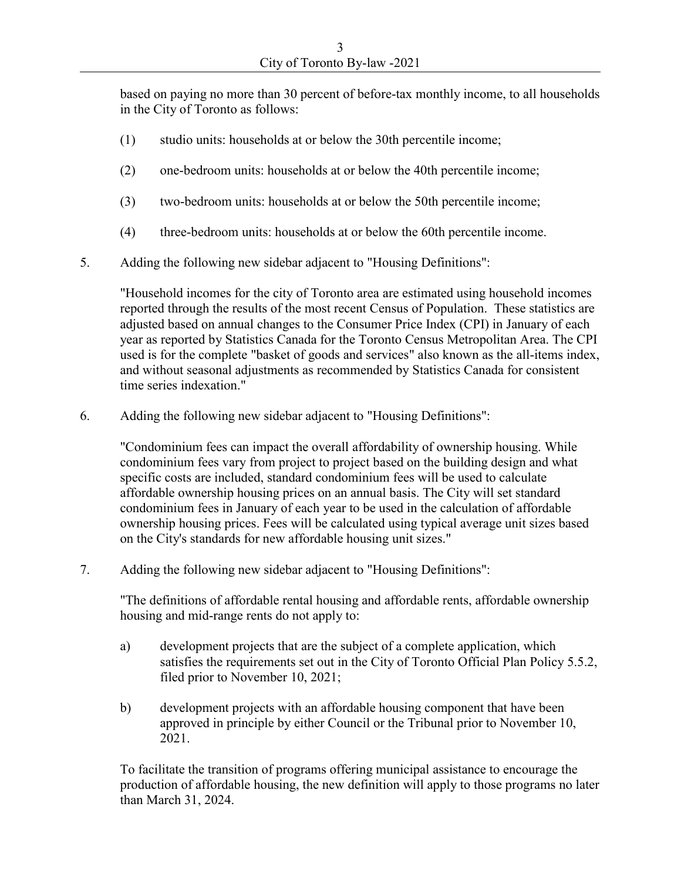based on paying no more than 30 percent of before-tax monthly income, to all households in the City of Toronto as follows:

(1) studio units: households at or below the 30th percentile income;

(2) one-bedroom units: households at or below the 40th percentile income;

(3) two-bedroom units: households at or below the 50th percentile income;

(4) three-bedroom units: households at or below the 60th percentile income.

5. Adding the following new sidebar adjacent to "Housing Definitions":

"Household incomes for the city of Toronto area are estimated using household incomes reported through the results of the most recent Census of Population. These statistics are adjusted based on annual changes to the Consumer Price Index (CPI) in January of each year as reported by Statistics Canada for the Toronto Census Metropolitan Area. The CPI used is for the complete "basket of goods and services" also known as the all-items index, and without seasonal adjustments as recommended by Statistics Canada for consistent time series indexation."

6. Adding the following new sidebar adjacent to "Housing Definitions":

"Condominium fees can impact the overall affordability of ownership housing. While condominium fees vary from project to project based on the building design and what specific costs are included, standard condominium fees will be used to calculate affordable ownership housing prices on an annual basis. The City will set standard condominium fees in January of each year to be used in the calculation of affordable ownership housing prices. Fees will be calculated using typical average unit sizes based on the City's standards for new affordable housing unit sizes."

7. Adding the following new sidebar adjacent to "Housing Definitions":

"The definitions of affordable rental housing and affordable rents, affordable ownership housing and mid-range rents do not apply to:

a) development projects that are the subject of a complete application, which satisfies the requirements set out in the City of Toronto Official Plan Policy 5.5.2, filed prior to November 10, 2021;

b) development projects with an affordable housing component that have been approved in principle by either Council or the Tribunal prior to November 10, 2021.

To facilitate the transition of programs offering municipal assistance to encourage the production of affordable housing, the new definition will apply to those programs no later than March 31, 2024.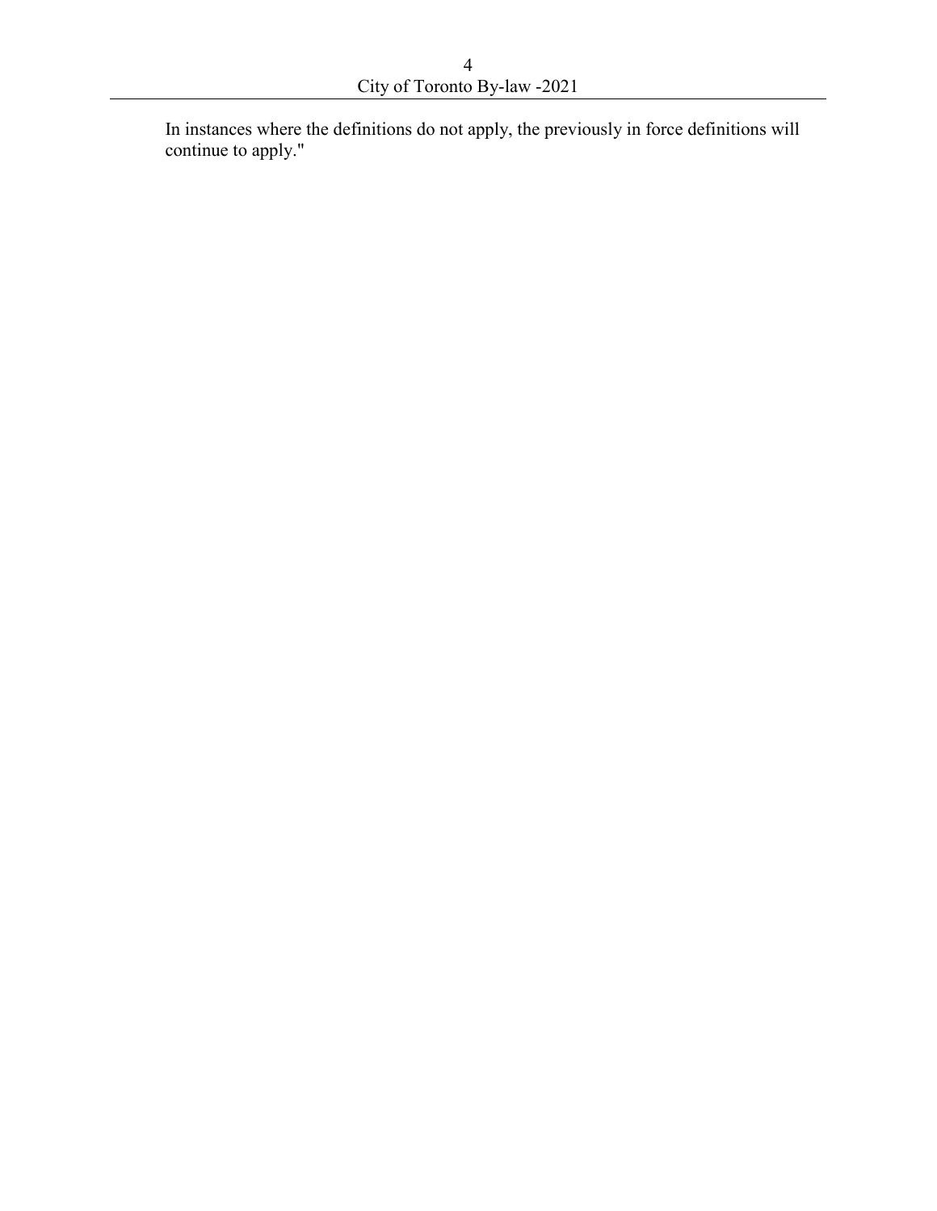In instances where the definitions do not apply, the previously in force definitions will continue to apply."